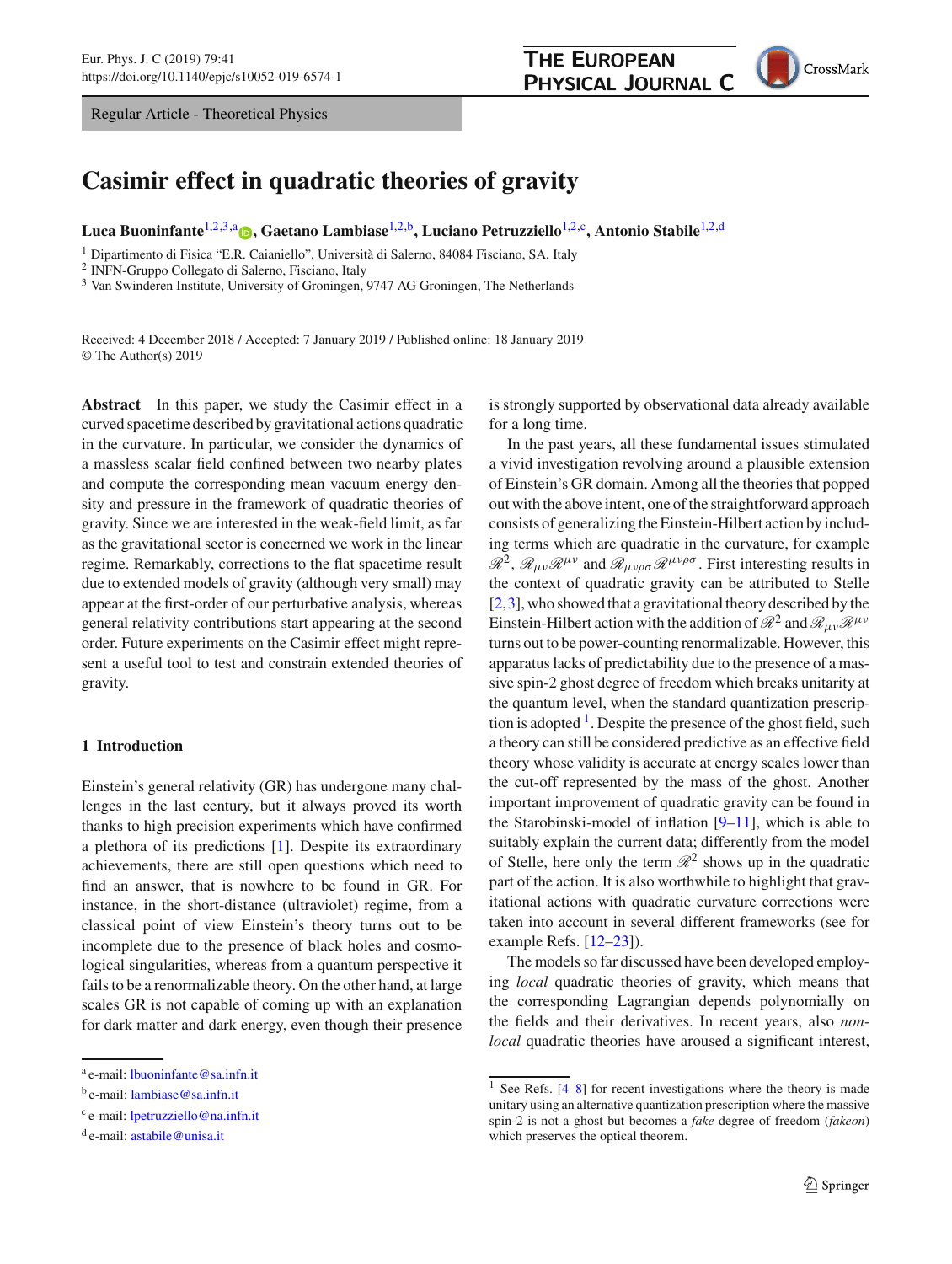Regular Article - Theoretical Physics

# Casimir effect in quadratic theories of gravity

**Luca Buoninfante**[1,2,3,a], **Gaetano Lambiase**[1,2,b], **Luciano Petruzziello**[1,2,c], **Antonio Stabile**[1,2,d]

[1] Dipartimento di Fisica "E.R. Caianiello", Università di Salerno, 84084 Fisciano, SA, Italy
[2] INFN-Gruppo Collegato di Salerno, Fisciano, Italy
[3] Van Swinderen Institute, University of Groningen, 9747 AG Groningen, The Netherlands

Received: 4 December 2018 / Accepted: 7 January 2019 / Published online: 18 January 2019
© The Author(s) 2019

**Abstract** In this paper, we study the Casimir effect in a curved spacetime described by gravitational actions quadratic in the curvature. In particular, we consider the dynamics of a massless scalar field confined between two nearby plates and compute the corresponding mean vacuum energy density and pressure in the framework of quadratic theories of gravity. Since we are interested in the weak-field limit, as far as the gravitational sector is concerned we work in the linear regime. Remarkably, corrections to the flat spacetime result due to extended models of gravity (although very small) may appear at the first-order of our perturbative analysis, whereas general relativity contributions start appearing at the second order. Future experiments on the Casimir effect might represent a useful tool to test and constrain extended theories of gravity.

## 1 Introduction

Einstein's general relativity (GR) has undergone many challenges in the last century, but it always proved its worth thanks to high precision experiments which have confirmed a plethora of its predictions [1]. Despite its extraordinary achievements, there are still open questions which need to find an answer, that is nowhere to be found in GR. For instance, in the short-distance (ultraviolet) regime, from a classical point of view Einstein's theory turns out to be incomplete due to the presence of black holes and cosmological singularities, whereas from a quantum perspective it fails to be a renormalizable theory. On the other hand, at large scales GR is not capable of coming up with an explanation for dark matter and dark energy, even though their presence is strongly supported by observational data already available for a long time.

In the past years, all these fundamental issues stimulated a vivid investigation revolving around a plausible extension of Einstein's GR domain. Among all the theories that popped out with the above intent, one of the straightforward approach consists of generalizing the Einstein-Hilbert action by including terms which are quadratic in the curvature, for example $\mathscr{R}^2$, $\mathscr{R}_{\mu\nu}\mathscr{R}^{\mu\nu}$ and $\mathscr{R}_{\mu\nu\rho\sigma}\mathscr{R}^{\mu\nu\rho\sigma}$. First interesting results in the context of quadratic gravity can be attributed to Stelle [2,3], who showed that a gravitational theory described by the Einstein-Hilbert action with the addition of $\mathscr{R}^2$ and $\mathscr{R}_{\mu\nu}\mathscr{R}^{\mu\nu}$ turns out to be power-counting renormalizable. However, this apparatus lacks of predictability due to the presence of a massive spin-2 ghost degree of freedom which breaks unitarity at the quantum level, when the standard quantization prescription is adopted [1]. Despite the presence of the ghost field, such a theory can still be considered predictive as an effective field theory whose validity is accurate at energy scales lower than the cut-off represented by the mass of the ghost. Another important improvement of quadratic gravity can be found in the Starobinski-model of inflation [9–11], which is able to suitably explain the current data; differently from the model of Stelle, here only the term $\mathscr{R}^2$ shows up in the quadratic part of the action. It is also worthwhile to highlight that gravitational actions with quadratic curvature corrections were taken into account in several different frameworks (see for example Refs. [12–23]).

The models so far discussed have been developed employing *local* quadratic theories of gravity, which means that the corresponding Lagrangian depends polynomially on the fields and their derivatives. In recent years, also *non-local* quadratic theories have aroused a significant interest,

[1] See Refs. [4–8] for recent investigations where the theory is made unitary using an alternative quantization prescription where the massive spin-2 is not a ghost but becomes a *fake* degree of freedom (*fakeon*) which preserves the optical theorem.

[a] e-mail: lbuoninfante@sa.infn.it
[b] e-mail: lambiase@sa.infn.it
[c] e-mail: lpetruzziello@na.infn.it
[d] e-mail: astabile@unisa.it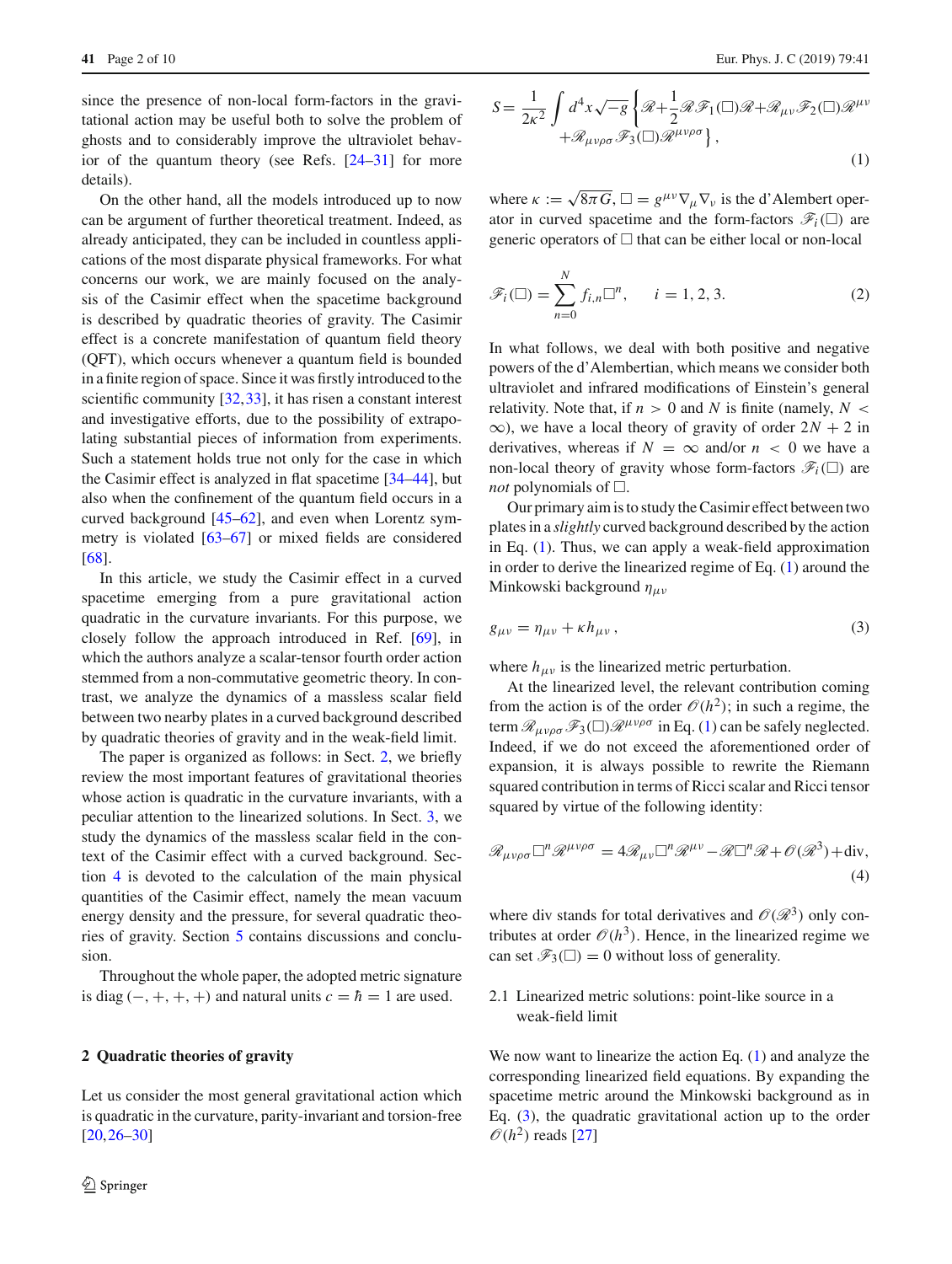since the presence of non-local form-factors in the gravitational action may be useful both to solve the problem of ghosts and to considerably improve the ultraviolet behavior of the quantum theory (see Refs. [24–31] for more details).

On the other hand, all the models introduced up to now can be argument of further theoretical treatment. Indeed, as already anticipated, they can be included in countless applications of the most disparate physical frameworks. For what concerns our work, we are mainly focused on the analysis of the Casimir effect when the spacetime background is described by quadratic theories of gravity. The Casimir effect is a concrete manifestation of quantum field theory (QFT), which occurs whenever a quantum field is bounded in a finite region of space. Since it was firstly introduced to the scientific community [32,33], it has risen a constant interest and investigative efforts, due to the possibility of extrapolating substantial pieces of information from experiments. Such a statement holds true not only for the case in which the Casimir effect is analyzed in flat spacetime [34–44], but also when the confinement of the quantum field occurs in a curved background [45–62], and even when Lorentz symmetry is violated [63–67] or mixed fields are considered [68].

In this article, we study the Casimir effect in a curved spacetime emerging from a pure gravitational action quadratic in the curvature invariants. For this purpose, we closely follow the approach introduced in Ref. [69], in which the authors analyze a scalar-tensor fourth order action stemmed from a non-commutative geometric theory. In contrast, we analyze the dynamics of a massless scalar field between two nearby plates in a curved background described by quadratic theories of gravity and in the weak-field limit.

The paper is organized as follows: in Sect. 2, we briefly review the most important features of gravitational theories whose action is quadratic in the curvature invariants, with a peculiar attention to the linearized solutions. In Sect. 3, we study the dynamics of the massless scalar field in the context of the Casimir effect with a curved background. Section 4 is devoted to the calculation of the main physical quantities of the Casimir effect, namely the mean vacuum energy density and the pressure, for several quadratic theories of gravity. Section 5 contains discussions and conclusion.

Throughout the whole paper, the adopted metric signature is diag $(-,+,+,+)$ and natural units $c=\hbar=1$ are used.

## 2 Quadratic theories of gravity

Let us consider the most general gravitational action which is quadratic in the curvature, parity-invariant and torsion-free [20,26–30]

$$S=\frac{1}{2\kappa^2}\int d^4x\sqrt{-g}\left\{\mathscr{R}+\frac{1}{2}\mathscr{R}\mathscr{F}_1(\Box)\mathscr{R}+\mathscr{R}_{\mu\nu}\mathscr{F}_2(\Box)\mathscr{R}^{\mu\nu}+\mathscr{R}_{\mu\nu\rho\sigma}\mathscr{F}_3(\Box)\mathscr{R}^{\mu\nu\rho\sigma}\right\},\tag{1}$$

where $\kappa:=\sqrt{8\pi G}$, $\Box=g^{\mu\nu}\nabla_\mu\nabla_\nu$ is the d'Alembert operator in curved spacetime and the form-factors $\mathscr{F}_i(\Box)$ are generic operators of $\Box$ that can be either local or non-local

$$\mathscr{F}_i(\Box)=\sum_{n=0}^{N}f_{i,n}\Box^n,\qquad i=1,2,3.\tag{2}$$

In what follows, we deal with both positive and negative powers of the d'Alembertian, which means we consider both ultraviolet and infrared modifications of Einstein's general relativity. Note that, if $n>0$ and $N$ is finite (namely, $N<\infty$), we have a local theory of gravity of order $2N+2$ in derivatives, whereas if $N=\infty$ and/or $n<0$ we have a non-local theory of gravity whose form-factors $\mathscr{F}_i(\Box)$ are *not* polynomials of $\Box$.

Our primary aim is to study the Casimir effect between two plates in a *slightly* curved background described by the action in Eq. (1). Thus, we can apply a weak-field approximation in order to derive the linearized regime of Eq. (1) around the Minkowski background $\eta_{\mu\nu}$

$$g_{\mu\nu}=\eta_{\mu\nu}+\kappa h_{\mu\nu}\,,\tag{3}$$

where $h_{\mu\nu}$ is the linearized metric perturbation.

At the linearized level, the relevant contribution coming from the action is of the order $\mathscr{O}(h^2)$; in such a regime, the term $\mathscr{R}_{\mu\nu\rho\sigma}\mathscr{F}_3(\Box)\mathscr{R}^{\mu\nu\rho\sigma}$ in Eq. (1) can be safely neglected. Indeed, if we do not exceed the aforementioned order of expansion, it is always possible to rewrite the Riemann squared contribution in terms of Ricci scalar and Ricci tensor squared by virtue of the following identity:

$$\mathscr{R}_{\mu\nu\rho\sigma}\Box^n\mathscr{R}^{\mu\nu\rho\sigma}=4\mathscr{R}_{\mu\nu}\Box^n\mathscr{R}^{\mu\nu}-\mathscr{R}\Box^n\mathscr{R}+\mathscr{O}(\mathscr{R}^3)+\text{div},\tag{4}$$

where div stands for total derivatives and $\mathscr{O}(\mathscr{R}^3)$ only contributes at order $\mathscr{O}(h^3)$. Hence, in the linearized regime we can set $\mathscr{F}_3(\Box)=0$ without loss of generality.

### 2.1 Linearized metric solutions: point-like source in a weak-field limit

We now want to linearize the action Eq. (1) and analyze the corresponding linearized field equations. By expanding the spacetime metric around the Minkowski background as in Eq. (3), the quadratic gravitational action up to the order $\mathscr{O}(h^2)$ reads [27]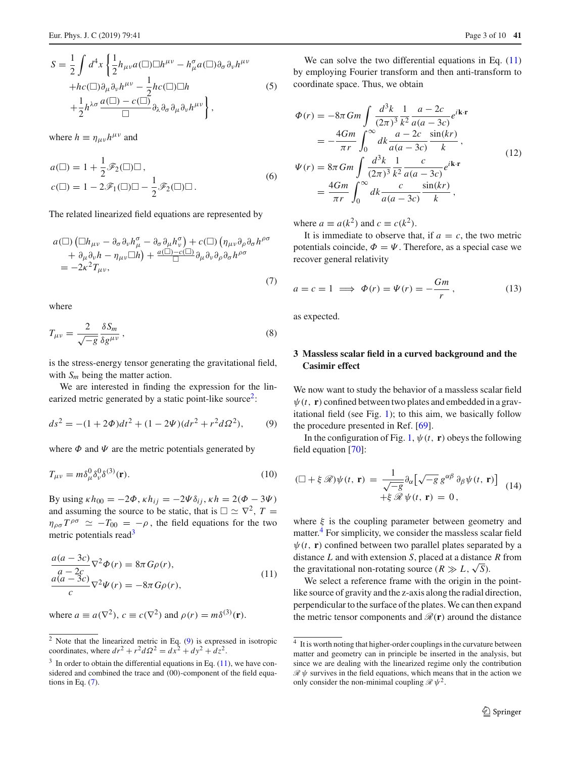$$
\begin{aligned}
S = \frac{1}{2}\int d^4x \bigg\{ & \frac{1}{2} h_{\mu\nu} a(\Box)\Box h^{\mu\nu} - h^{\sigma}_{\mu} a(\Box)\partial_\sigma \partial_\nu h^{\mu\nu} \\
& + h c(\Box)\partial_\mu \partial_\nu h^{\mu\nu} - \frac{1}{2} h c(\Box)\Box h \\
& + \frac{1}{2} h^{\lambda\sigma} \frac{a(\Box) - c(\Box)}{\Box} \partial_\lambda \partial_\sigma \partial_\mu \partial_\nu h^{\mu\nu} \bigg\},
\end{aligned}
\tag{5}
$$

where $h \equiv \eta_{\mu\nu} h^{\mu\nu}$ and

$$
\begin{aligned}
a(\Box) &= 1 + \frac{1}{2}\mathscr{F}_2(\Box)\Box, \\
c(\Box) &= 1 - 2\mathscr{F}_1(\Box)\Box - \frac{1}{2}\mathscr{F}_2(\Box)\Box.
\end{aligned}
\tag{6}
$$

The related linearized field equations are represented by

$$
\begin{aligned}
& a(\Box)\left(\Box h_{\mu\nu} - \partial_\sigma \partial_\nu h^{\sigma}_{\mu} - \partial_\sigma \partial_\mu h^{\sigma}_{\nu}\right) + c(\Box)\left(\eta_{\mu\nu}\partial_\rho \partial_\sigma h^{\rho\sigma}\right. \\
& \quad \left. + \partial_\mu \partial_\nu h - \eta_{\mu\nu}\Box h\right) + \tfrac{a(\Box) - c(\Box)}{\Box} \partial_\mu \partial_\nu \partial_\rho \partial_\sigma h^{\rho\sigma} \\
& = -2\kappa^2 T_{\mu\nu},
\end{aligned}
\tag{7}
$$

where

$$
T_{\mu\nu} = \frac{2}{\sqrt{-g}} \frac{\delta S_m}{\delta g^{\mu\nu}},
\tag{8}
$$

is the stress-energy tensor generating the gravitational field, with $S_m$ being the matter action.

We are interested in finding the expression for the linearized metric generated by a static point-like source[2]:

$$
ds^2 = -(1 + 2\Phi)dt^2 + (1 - 2\Psi)(dr^2 + r^2 d\Omega^2),
\tag{9}
$$

where $\Phi$ and $\Psi$ are the metric potentials generated by

$$
T_{\mu\nu} = m\delta^0_\mu \delta^0_\nu \delta^{(3)}(\mathbf{r}).
\tag{10}
$$

By using $\kappa h_{00} = -2\Phi$, $\kappa h_{ij} = -2\Psi\delta_{ij}$, $\kappa h = 2(\Phi - 3\Psi)$ and assuming the source to be static, that is $\Box \simeq \nabla^2$, $T = \eta_{\rho\sigma} T^{\rho\sigma} \simeq -T_{00} = -\rho$, the field equations for the two metric potentials read[3]

$$
\begin{aligned}
\frac{a(a - 3c)}{a - 2c}\nabla^2 \Phi(r) &= 8\pi G \rho(r), \\
\frac{a(a - 3c)}{c}\nabla^2 \Psi(r) &= -8\pi G \rho(r),
\end{aligned}
\tag{11}
$$

where $a \equiv a(\nabla^2)$, $c \equiv c(\nabla^2)$ and $\rho(r) = m\delta^{(3)}(\mathbf{r})$.

We can solve the two differential equations in Eq. (11) by employing Fourier transform and then anti-transform to coordinate space. Thus, we obtain

$$
\begin{aligned}
\Phi(r) &= -8\pi G m \int \frac{d^3k}{(2\pi)^3} \frac{1}{k^2} \frac{a - 2c}{a(a - 3c)} e^{i\mathbf{k}\cdot\mathbf{r}} \\
&= -\frac{4Gm}{\pi r}\int_0^\infty dk \frac{a - 2c}{a(a - 3c)} \frac{\sin(kr)}{k}, \\
\Psi(r) &= 8\pi G m \int \frac{d^3k}{(2\pi)^3} \frac{1}{k^2} \frac{c}{a(a - 3c)} e^{i\mathbf{k}\cdot\mathbf{r}} \\
&= \frac{4Gm}{\pi r}\int_0^\infty dk \frac{c}{a(a - 3c)} \frac{\sin(kr)}{k},
\end{aligned}
\tag{12}
$$

where $a \equiv a(k^2)$ and $c \equiv c(k^2)$.

It is immediate to observe that, if $a = c$, the two metric potentials coincide, $\Phi = \Psi$. Therefore, as a special case we recover general relativity

$$
a = c = 1 \implies \Phi(r) = \Psi(r) = -\frac{Gm}{r},
\tag{13}
$$

as expected.

## 3 Massless scalar field in a curved background and the Casimir effect

We now want to study the behavior of a massless scalar field $\psi(t, \mathbf{r})$ confined between two plates and embedded in a gravitational field (see Fig. 1); to this aim, we basically follow the procedure presented in Ref. [69].

In the configuration of Fig. 1, $\psi(t, \mathbf{r})$ obeys the following field equation [70]:

$$
\begin{aligned}
(\Box + \xi\mathscr{R})\psi(t, \mathbf{r}) &= \frac{1}{\sqrt{-g}}\partial_\alpha\left[\sqrt{-g}\, g^{\alpha\beta}\, \partial_\beta \psi(t, \mathbf{r})\right] \\
&\quad + \xi\mathscr{R}\,\psi(t, \mathbf{r}) = 0,
\end{aligned}
\tag{14}
$$

where $\xi$ is the coupling parameter between geometry and matter.[4] For simplicity, we consider the massless scalar field $\psi(t, \mathbf{r})$ confined between two parallel plates separated by a distance $L$ and with extension $S$, placed at a distance $R$ from the gravitational non-rotating source ($R \gg L, \sqrt{S}$).

We select a reference frame with the origin in the point-like source of gravity and the z-axis along the radial direction, perpendicular to the surface of the plates. We can then expand the metric tensor components and $\mathscr{R}(\mathbf{r})$ around the distance

---

[2] Note that the linearized metric in Eq. (9) is expressed in isotropic coordinates, where $dr^2 + r^2 d\Omega^2 = dx^2 + dy^2 + dz^2$.

[3] In order to obtain the differential equations in Eq. (11), we have considered and combined the trace and (00)-component of the field equations in Eq. (7).

[4] It is worth noting that higher-order couplings in the curvature between matter and geometry can in principle be inserted in the analysis, but since we are dealing with the linearized regime only the contribution $\mathscr{R}\psi$ survives in the field equations, which means that in the action we only consider the non-minimal coupling $\mathscr{R}\psi^2$.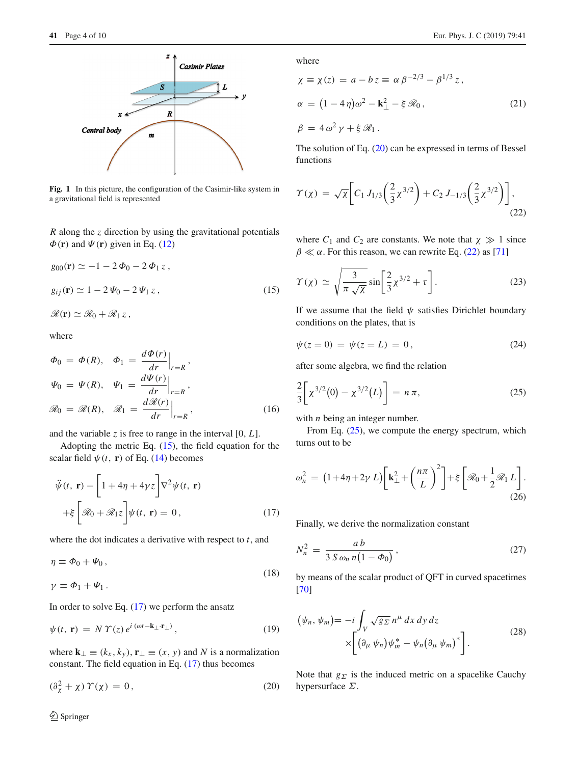Fig. 1 In this picture, the configuration of the Casimir-like system in a gravitational field is represented

$R$ along the $z$ direction by using the gravitational potentials $\Phi(\mathbf{r})$ and $\Psi(\mathbf{r})$ given in Eq. (12)

$$
\begin{aligned}
g_{00}(\mathbf{r}) &\simeq -1 - 2\,\Phi_0 - 2\,\Phi_1\, z\,,\\
g_{ij}(\mathbf{r}) &\simeq 1 - 2\,\Psi_0 - 2\,\Psi_1\, z\,,\\
\mathscr{R}(\mathbf{r}) &\simeq \mathscr{R}_0 + \mathscr{R}_1\, z\,,
\end{aligned}
\tag{15}
$$

where

$$
\begin{aligned}
\Phi_0 &= \Phi(R), \quad \Phi_1 = \left.\frac{d\Phi(r)}{dr}\right|_{r=R},\\
\Psi_0 &= \Psi(R), \quad \Psi_1 = \left.\frac{d\Psi(r)}{dr}\right|_{r=R},\\
\mathscr{R}_0 &= \mathscr{R}(R), \quad \mathscr{R}_1 = \left.\frac{d\mathscr{R}(r)}{dr}\right|_{r=R},
\end{aligned}
\tag{16}
$$

and the variable $z$ is free to range in the interval $[0, L]$.

Adopting the metric Eq. (15), the field equation for the scalar field $\psi(t,\,\mathbf{r})$ of Eq. (14) becomes

$$
\ddot{\psi}(t,\,\mathbf{r}) - \Big[1 + 4\eta + 4\gamma z\Big]\nabla^2\psi(t,\,\mathbf{r}) + \xi\Big[\mathscr{R}_0 + \mathscr{R}_1 z\Big]\psi(t,\,\mathbf{r}) = 0\,,
\tag{17}
$$

where the dot indicates a derivative with respect to $t$, and

$$
\begin{aligned}
\eta &\equiv \Phi_0 + \Psi_0\,,\\
\gamma &\equiv \Phi_1 + \Psi_1\,.
\end{aligned}
\tag{18}
$$

In order to solve Eq. (17) we perform the ansatz

$$
\psi(t,\,\mathbf{r}) = N\,\Upsilon(z)\,e^{i\,(\omega t - \mathbf{k}_\perp\cdot\mathbf{r}_\perp)}\,,
\tag{19}
$$

where $\mathbf{k}_\perp \equiv (k_x, k_y)$, $\mathbf{r}_\perp \equiv (x, y)$ and $N$ is a normalization constant. The field equation in Eq. (17) thus becomes

$$
(\partial_\chi^2 + \chi)\,\Upsilon(\chi) = 0\,,
\tag{20}
$$

where

$$
\begin{aligned}
\chi &\equiv \chi(z) = a - b\,z \equiv \alpha\,\beta^{-2/3} - \beta^{1/3}\,z\,,\\
\alpha &= \big(1 - 4\,\eta\big)\omega^2 - \mathbf{k}_\perp^2 - \xi\,\mathscr{R}_0\,,\\
\beta &= 4\,\omega^2\,\gamma + \xi\,\mathscr{R}_1\,.
\end{aligned}
\tag{21}
$$

The solution of Eq. (20) can be expressed in terms of Bessel functions

$$
\Upsilon(\chi) = \sqrt{\chi}\left[C_1\,J_{1/3}\!\left(\frac{2}{3}\chi^{3/2}\right) + C_2\,J_{-1/3}\!\left(\frac{2}{3}\chi^{3/2}\right)\right],
\tag{22}
$$

where $C_1$ and $C_2$ are constants. We note that $\chi \gg 1$ since $\beta \ll \alpha$. For this reason, we can rewrite Eq. (22) as [71]

$$
\Upsilon(\chi) \simeq \sqrt{\frac{3}{\pi\,\sqrt{\chi}}}\,\sin\!\left[\frac{2}{3}\chi^{3/2} + \tau\right].
\tag{23}
$$

If we assume that the field $\psi$ satisfies Dirichlet boundary conditions on the plates, that is

$$
\psi(z = 0) = \psi(z = L) = 0\,,
\tag{24}
$$

after some algebra, we find the relation

$$
\frac{2}{3}\Big[\chi^{3/2}(0) - \chi^{3/2}(L)\Big] = n\,\pi,
\tag{25}
$$

with $n$ being an integer number.

From Eq. (25), we compute the energy spectrum, which turns out to be

$$
\omega_n^2 = \big(1 + 4\eta + 2\gamma\,L\big)\left[\mathbf{k}_\perp^2 + \left(\frac{n\pi}{L}\right)^2\right] + \xi\left[\mathscr{R}_0 + \frac{1}{2}\mathscr{R}_1\,L\right].
\tag{26}
$$

Finally, we derive the normalization constant

$$
N_n^2 = \frac{a\,b}{3\,S\,\omega_n\,n\big(1 - \Phi_0\big)}\,,
\tag{27}
$$

by means of the scalar product of QFT in curved spacetimes [70]

$$
(\psi_n, \psi_m) = -i\int_V \sqrt{g_\Sigma}\,n^\mu\,dx\,dy\,dz \times\Big[\big(\partial_\mu\,\psi_n\big)\psi_m^* - \psi_n\big(\partial_\mu\,\psi_m\big)^*\Big].
\tag{28}
$$

Note that $g_\Sigma$ is the induced metric on a spacelike Cauchy hypersurface $\Sigma$.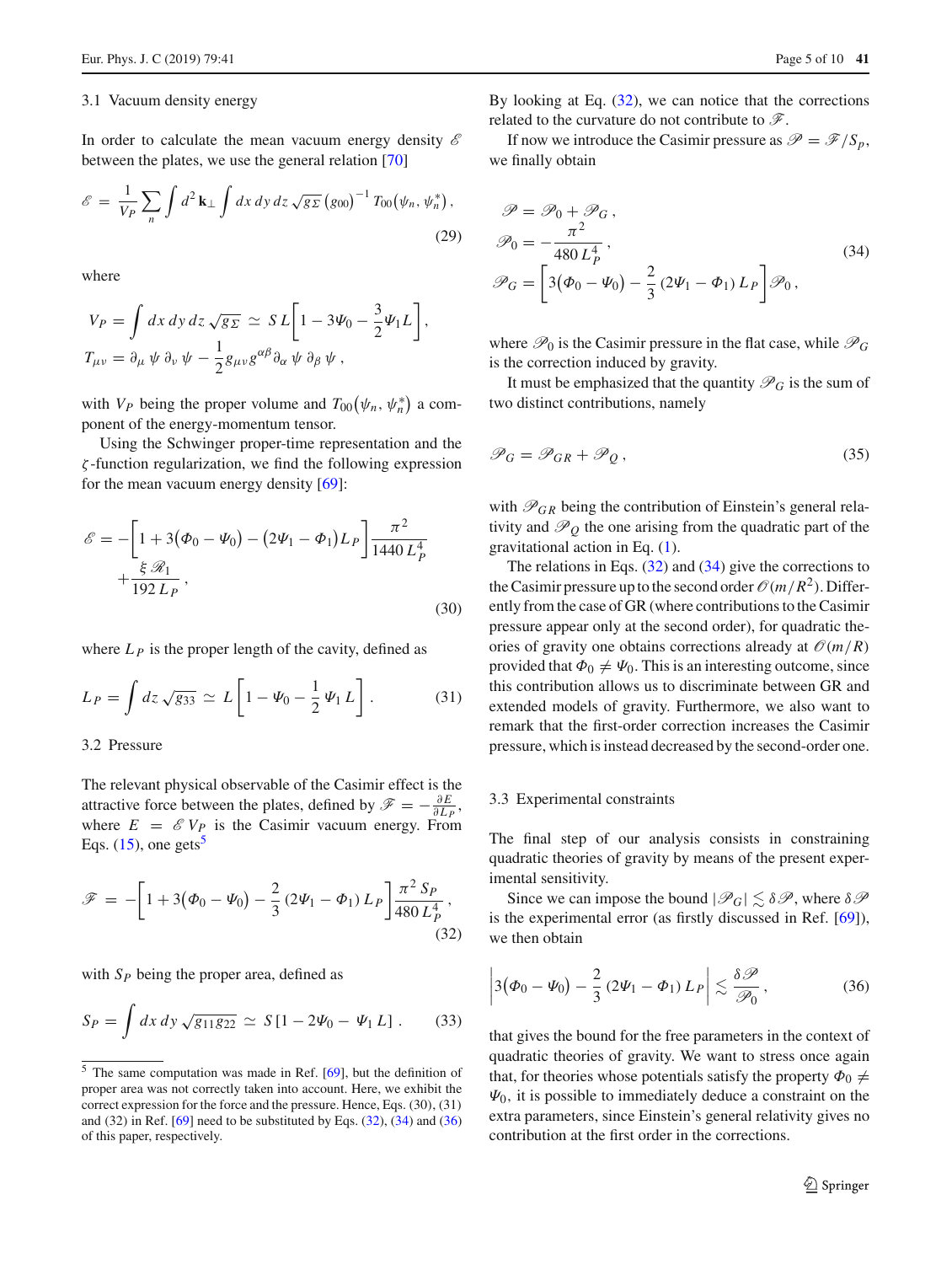### 3.1 Vacuum density energy

In order to calculate the mean vacuum energy density $\mathscr{E}$ between the plates, we use the general relation [70]

$$\mathscr{E} = \frac{1}{V_P}\sum_n \int d^2\mathbf{k}_\perp \int dx\,dy\,dz\,\sqrt{g_\Sigma}\,(g_{00})^{-1}\,T_{00}(\psi_n, \psi_n^*)\,, \tag{29}$$

where

$$V_P = \int dx\,dy\,dz\,\sqrt{g_\Sigma} \simeq S\,L\left[1 - 3\Psi_0 - \frac{3}{2}\Psi_1 L\right],$$
$$T_{\mu\nu} = \partial_\mu\,\psi\,\partial_\nu\,\psi - \frac{1}{2}g_{\mu\nu}g^{\alpha\beta}\partial_\alpha\,\psi\,\partial_\beta\,\psi\,,$$

with $V_P$ being the proper volume and $T_{00}(\psi_n, \psi_n^*)$ a component of the energy-momentum tensor.

Using the Schwinger proper-time representation and the $\zeta$-function regularization, we find the following expression for the mean vacuum energy density [69]:

$$\mathscr{E} = -\left[1 + 3(\Phi_0 - \Psi_0) - (2\Psi_1 - \Phi_1)L_P\right]\frac{\pi^2}{1440\,L_P^4} + \frac{\xi\,\mathscr{R}_1}{192\,L_P}\,, \tag{30}$$

where $L_P$ is the proper length of the cavity, defined as

$$L_P = \int dz\,\sqrt{g_{33}} \simeq L\left[1 - \Psi_0 - \frac{1}{2}\Psi_1 L\right]. \tag{31}$$

### 3.2 Pressure

The relevant physical observable of the Casimir effect is the attractive force between the plates, defined by $\mathscr{F} = -\frac{\partial E}{\partial L_P}$, where $E = \mathscr{E}\,V_P$ is the Casimir vacuum energy. From Eqs. (15), one gets[5]

$$\mathscr{F} = -\left[1 + 3(\Phi_0 - \Psi_0) - \frac{2}{3}(2\Psi_1 - \Phi_1)L_P\right]\frac{\pi^2 S_P}{480\,L_P^4}\,, \tag{32}$$

with $S_P$ being the proper area, defined as

$$S_P = \int dx\,dy\,\sqrt{g_{11}g_{22}} \simeq S\left[1 - 2\Psi_0 - \Psi_1 L\right]. \tag{33}$$

By looking at Eq. (32), we can notice that the corrections related to the curvature do not contribute to $\mathscr{F}$.

If now we introduce the Casimir pressure as $\mathscr{P} = \mathscr{F}/S_p$, we finally obtain

$$\mathscr{P} = \mathscr{P}_0 + \mathscr{P}_G\,,$$
$$\mathscr{P}_0 = -\frac{\pi^2}{480\,L_P^4}\,, \tag{34}$$
$$\mathscr{P}_G = \left[3(\Phi_0 - \Psi_0) - \frac{2}{3}(2\Psi_1 - \Phi_1)L_P\right]\mathscr{P}_0\,,$$

where $\mathscr{P}_0$ is the Casimir pressure in the flat case, while $\mathscr{P}_G$ is the correction induced by gravity.

It must be emphasized that the quantity $\mathscr{P}_G$ is the sum of two distinct contributions, namely

$$\mathscr{P}_G = \mathscr{P}_{GR} + \mathscr{P}_Q\,, \tag{35}$$

with $\mathscr{P}_{GR}$ being the contribution of Einstein's general relativity and $\mathscr{P}_Q$ the one arising from the quadratic part of the gravitational action in Eq. (1).

The relations in Eqs. (32) and (34) give the corrections to the Casimir pressure up to the second order $\mathscr{O}(m/R^2)$. Differently from the case of GR (where contributions to the Casimir pressure appear only at the second order), for quadratic theories of gravity one obtains corrections already at $\mathscr{O}(m/R)$ provided that $\Phi_0 \neq \Psi_0$. This is an interesting outcome, since this contribution allows us to discriminate between GR and extended models of gravity. Furthermore, we also want to remark that the first-order correction increases the Casimir pressure, which is instead decreased by the second-order one.

### 3.3 Experimental constraints

The final step of our analysis consists in constraining quadratic theories of gravity by means of the present experimental sensitivity.

Since we can impose the bound $|\mathscr{P}_G| \lesssim \delta\mathscr{P}$, where $\delta\mathscr{P}$ is the experimental error (as firstly discussed in Ref. [69]), we then obtain

$$\left|3(\Phi_0 - \Psi_0) - \frac{2}{3}(2\Psi_1 - \Phi_1)L_P\right| \lesssim \frac{\delta\mathscr{P}}{\mathscr{P}_0}\,, \tag{36}$$

that gives the bound for the free parameters in the context of quadratic theories of gravity. We want to stress once again that, for theories whose potentials satisfy the property $\Phi_0 \neq \Psi_0$, it is possible to immediately deduce a constraint on the extra parameters, since Einstein's general relativity gives no contribution at the first order in the corrections.

[5] The same computation was made in Ref. [69], but the definition of proper area was not correctly taken into account. Here, we exhibit the correct expression for the force and the pressure. Hence, Eqs. (30), (31) and (32) in Ref. [69] need to be substituted by Eqs. (32), (34) and (36) of this paper, respectively.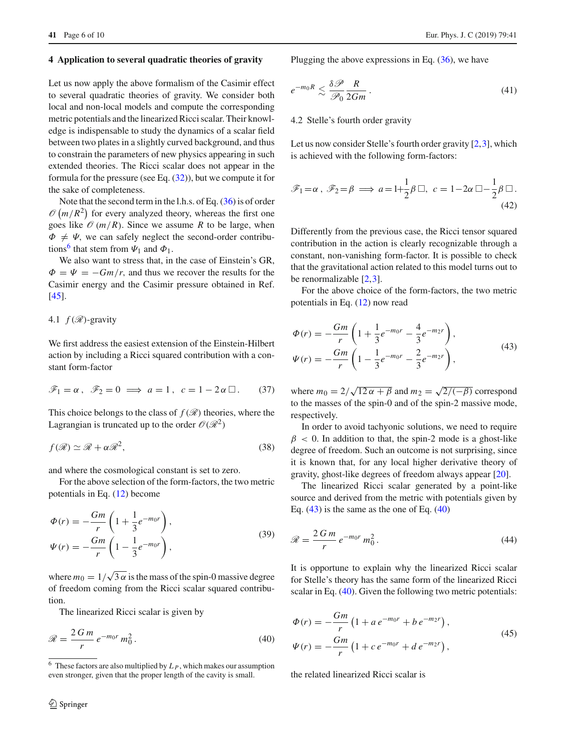## 4 Application to several quadratic theories of gravity

Let us now apply the above formalism of the Casimir effect to several quadratic theories of gravity. We consider both local and non-local models and compute the corresponding metric potentials and the linearized Ricci scalar. Their knowledge is indispensable to study the dynamics of a scalar field between two plates in a slightly curved background, and thus to constrain the parameters of new physics appearing in such extended theories. The Ricci scalar does not appear in the formula for the pressure (see Eq. (32)), but we compute it for the sake of completeness.

Note that the second term in the l.h.s. of Eq. (36) is of order $\mathcal{O}\left(m/R^2\right)$ for every analyzed theory, whereas the first one goes like $\mathcal{O}\left(m/R\right)$. Since we assume $R$ to be large, when $\Phi \neq \Psi$, we can safely neglect the second-order contributions[6] that stem from $\Psi_1$ and $\Phi_1$.

We also want to stress that, in the case of Einstein's GR, $\Phi = \Psi = -Gm/r$, and thus we recover the results for the Casimir energy and the Casimir pressure obtained in Ref. [45].

### 4.1 $f(\mathscr{R})$-gravity

We first address the easiest extension of the Einstein-Hilbert action by including a Ricci squared contribution with a constant form-factor

$$\mathscr{F}_1 = \alpha\,, \quad \mathscr{F}_2 = 0 \implies a = 1\,, \quad c = 1 - 2\alpha\,\Box\,. \tag{37}$$

This choice belongs to the class of $f(\mathscr{R})$ theories, where the Lagrangian is truncated up to the order $\mathcal{O}(\mathscr{R}^2)$

$$f(\mathscr{R}) \simeq \mathscr{R} + \alpha \mathscr{R}^2, \tag{38}$$

and where the cosmological constant is set to zero.

For the above selection of the form-factors, the two metric potentials in Eq. (12) become

$$\begin{aligned}
\Phi(r) &= -\frac{Gm}{r}\left(1 + \frac{1}{3}e^{-m_0 r}\right),\\
\Psi(r) &= -\frac{Gm}{r}\left(1 - \frac{1}{3}e^{-m_0 r}\right),
\end{aligned} \tag{39}$$

where $m_0 = 1/\sqrt{3\,\alpha}$ is the mass of the spin-0 massive degree of freedom coming from the Ricci scalar squared contribution.

The linearized Ricci scalar is given by

$$\mathscr{R} = \frac{2\,G\,m}{r}\,e^{-m_0 r}\,m_0^2\,. \tag{40}$$

[6] These factors are also multiplied by $L_P$, which makes our assumption even stronger, given that the proper length of the cavity is small.

Plugging the above expressions in Eq. (36), we have

$$e^{-m_0 R} \lesssim \frac{\delta \mathscr{P}}{\mathscr{P}_0}\frac{R}{2Gm}\,. \tag{41}$$

### 4.2 Stelle's fourth order gravity

Let us now consider Stelle's fourth order gravity [2,3], which is achieved with the following form-factors:

$$\mathscr{F}_1 = \alpha\,, \; \mathscr{F}_2 = \beta \implies a = 1 + \frac{1}{2}\beta\,\Box,\;\; c = 1 - 2\alpha\,\Box - \frac{1}{2}\beta\,\Box\,. \tag{42}$$

Differently from the previous case, the Ricci tensor squared contribution in the action is clearly recognizable through a constant, non-vanishing form-factor. It is possible to check that the gravitational action related to this model turns out to be renormalizable [2,3].

For the above choice of the form-factors, the two metric potentials in Eq. (12) now read

$$\begin{aligned}
\Phi(r) &= -\frac{Gm}{r}\left(1 + \frac{1}{3}e^{-m_0 r} - \frac{4}{3}e^{-m_2 r}\right),\\
\Psi(r) &= -\frac{Gm}{r}\left(1 - \frac{1}{3}e^{-m_0 r} - \frac{2}{3}e^{-m_2 r}\right),
\end{aligned} \tag{43}$$

where $m_0 = 2/\sqrt{12\,\alpha + \beta}$ and $m_2 = \sqrt{2/(-\beta)}$ correspond to the masses of the spin-0 and of the spin-2 massive mode, respectively.

In order to avoid tachyonic solutions, we need to require $\beta < 0$. In addition to that, the spin-2 mode is a ghost-like degree of freedom. Such an outcome is not surprising, since it is known that, for any local higher derivative theory of gravity, ghost-like degrees of freedom always appear [20].

The linearized Ricci scalar generated by a point-like source and derived from the metric with potentials given by Eq. (43) is the same as the one of Eq. (40)

$$\mathscr{R} = \frac{2\,G\,m}{r}\,e^{-m_0 r}\,m_0^2\,. \tag{44}$$

It is opportune to explain why the linearized Ricci scalar for Stelle's theory has the same form of the linearized Ricci scalar in Eq. (40). Given the following two metric potentials:

$$\begin{aligned}
\Phi(r) &= -\frac{Gm}{r}\left(1 + a\,e^{-m_0 r} + b\,e^{-m_2 r}\right),\\
\Psi(r) &= -\frac{Gm}{r}\left(1 + c\,e^{-m_0 r} + d\,e^{-m_2 r}\right),
\end{aligned} \tag{45}$$

the related linearized Ricci scalar is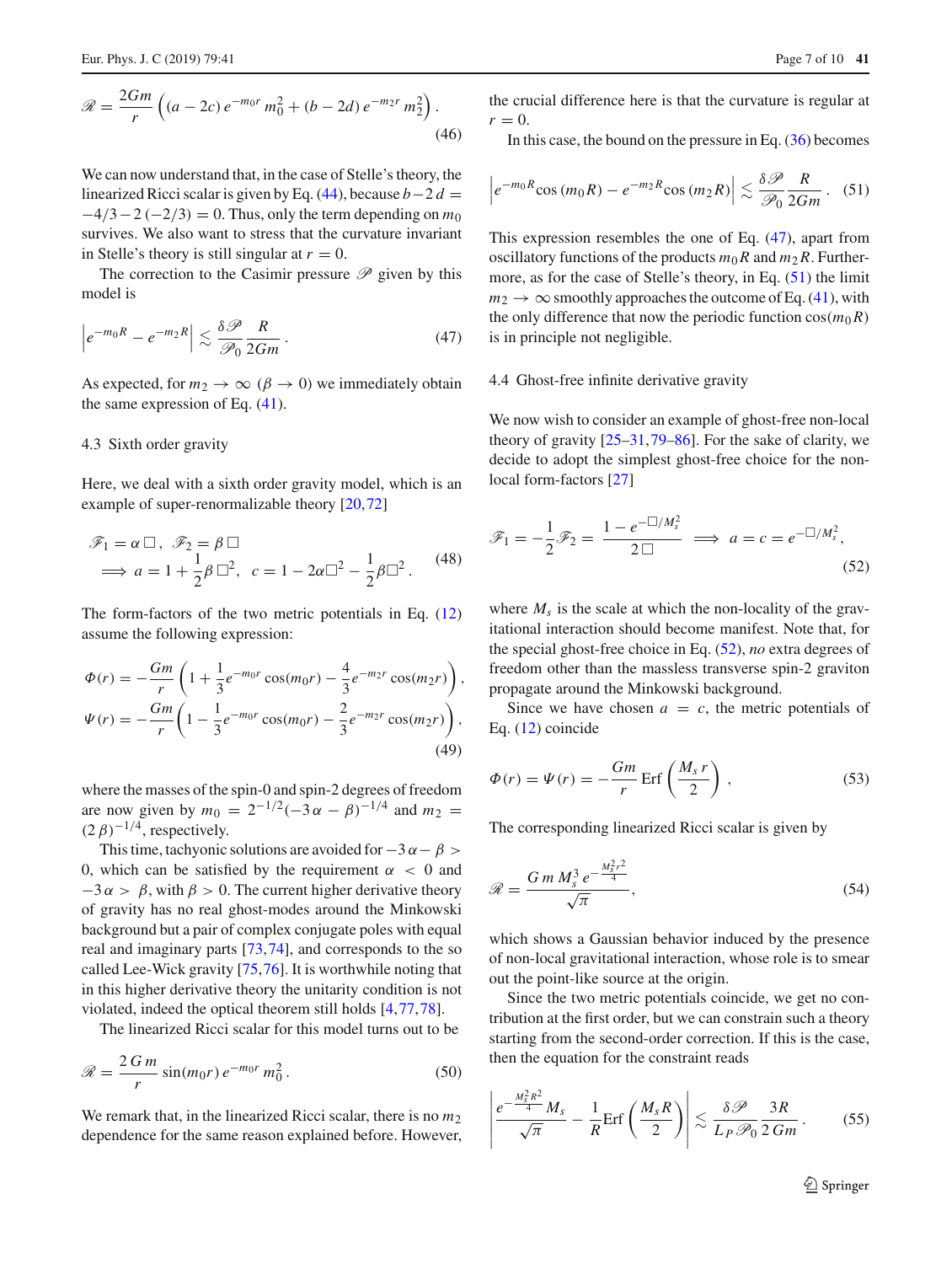$$
\mathscr{R} = \frac{2Gm}{r}\left((a-2c)\, e^{-m_0 r}\, m_0^2 + (b-2d)\, e^{-m_2 r}\, m_2^2\right). \tag{46}
$$

We can now understand that, in the case of Stelle's theory, the linearized Ricci scalar is given by Eq. (44), because $b - 2d = -4/3 - 2(-2/3) = 0$. Thus, only the term depending on $m_0$ survives. We also want to stress that the curvature invariant in Stelle's theory is still singular at $r = 0$.

The correction to the Casimir pressure $\mathscr{P}$ given by this model is

$$
\left|e^{-m_0 R} - e^{-m_2 R}\right| \lesssim \frac{\delta\mathscr{P}}{\mathscr{P}_0}\frac{R}{2Gm}. \tag{47}
$$

As expected, for $m_2 \to \infty$ ($\beta \to 0$) we immediately obtain the same expression of Eq. (41).

### 4.3 Sixth order gravity

Here, we deal with a sixth order gravity model, which is an example of super-renormalizable theory [20,72]

$$
\begin{aligned}
&\mathscr{F}_1 = \alpha\,\Box, \;\; \mathscr{F}_2 = \beta\,\Box \\
&\Longrightarrow\; a = 1 + \frac{1}{2}\beta\,\Box^2, \;\; c = 1 - 2\alpha\Box^2 - \frac{1}{2}\beta\Box^2.
\end{aligned} \tag{48}
$$

The form-factors of the two metric potentials in Eq. (12) assume the following expression:

$$
\begin{aligned}
\Phi(r) &= -\frac{Gm}{r}\left(1 + \frac{1}{3}e^{-m_0 r}\cos(m_0 r) - \frac{4}{3}e^{-m_2 r}\cos(m_2 r)\right), \\
\Psi(r) &= -\frac{Gm}{r}\left(1 - \frac{1}{3}e^{-m_0 r}\cos(m_0 r) - \frac{2}{3}e^{-m_2 r}\cos(m_2 r)\right),
\end{aligned} \tag{49}
$$

where the masses of the spin-0 and spin-2 degrees of freedom are now given by $m_0 = 2^{-1/2}(-3\alpha - \beta)^{-1/4}$ and $m_2 = (2\beta)^{-1/4}$, respectively.

This time, tachyonic solutions are avoided for $-3\alpha - \beta > 0$, which can be satisfied by the requirement $\alpha < 0$ and $-3\alpha > \beta$, with $\beta > 0$. The current higher derivative theory of gravity has no real ghost-modes around the Minkowski background but a pair of complex conjugate poles with equal real and imaginary parts [73,74], and corresponds to the so called Lee-Wick gravity [75,76]. It is worthwhile noting that in this higher derivative theory the unitarity condition is not violated, indeed the optical theorem still holds [4,77,78].

The linearized Ricci scalar for this model turns out to be

$$
\mathscr{R} = \frac{2\,G\,m}{r}\sin(m_0 r)\, e^{-m_0 r}\, m_0^2. \tag{50}
$$

We remark that, in the linearized Ricci scalar, there is no $m_2$ dependence for the same reason explained before. However, the crucial difference here is that the curvature is regular at $r = 0$.

In this case, the bound on the pressure in Eq. (36) becomes

$$
\left|e^{-m_0 R}\cos(m_0 R) - e^{-m_2 R}\cos(m_2 R)\right| \lesssim \frac{\delta\mathscr{P}}{\mathscr{P}_0}\frac{R}{2Gm}. \tag{51}
$$

This expression resembles the one of Eq. (47), apart from oscillatory functions of the products $m_0 R$ and $m_2 R$. Furthermore, as for the case of Stelle's theory, in Eq. (51) the limit $m_2 \to \infty$ smoothly approaches the outcome of Eq. (41), with the only difference that now the periodic function $\cos(m_0 R)$ is in principle not negligible.

### 4.4 Ghost-free infinite derivative gravity

We now wish to consider an example of ghost-free non-local theory of gravity [25–31,79–86]. For the sake of clarity, we decide to adopt the simplest ghost-free choice for the non-local form-factors [27]

$$
\mathscr{F}_1 = -\frac{1}{2}\mathscr{F}_2 = \frac{1 - e^{-\Box/M_s^2}}{2\,\Box} \;\Longrightarrow\; a = c = e^{-\Box/M_s^2}, \tag{52}
$$

where $M_s$ is the scale at which the non-locality of the gravitational interaction should become manifest. Note that, for the special ghost-free choice in Eq. (52), *no* extra degrees of freedom other than the massless transverse spin-2 graviton propagate around the Minkowski background.

Since we have chosen $a = c$, the metric potentials of Eq. (12) coincide

$$
\Phi(r) = \Psi(r) = -\frac{Gm}{r}\,\mathrm{Erf}\left(\frac{M_s\, r}{2}\right), \tag{53}
$$

The corresponding linearized Ricci scalar is given by

$$
\mathscr{R} = \frac{G\,m\,M_s^3\, e^{-\frac{M_s^2 r^2}{4}}}{\sqrt{\pi}}, \tag{54}
$$

which shows a Gaussian behavior induced by the presence of non-local gravitational interaction, whose role is to smear out the point-like source at the origin.

Since the two metric potentials coincide, we get no contribution at the first order, but we can constrain such a theory starting from the second-order correction. If this is the case, then the equation for the constraint reads

$$
\left|\frac{e^{-\frac{M_s^2 R^2}{4}} M_s}{\sqrt{\pi}} - \frac{1}{R}\mathrm{Erf}\left(\frac{M_s R}{2}\right)\right| \lesssim \frac{\delta\mathscr{P}}{L_P\,\mathscr{P}_0}\frac{3R}{2\,Gm}. \tag{55}
$$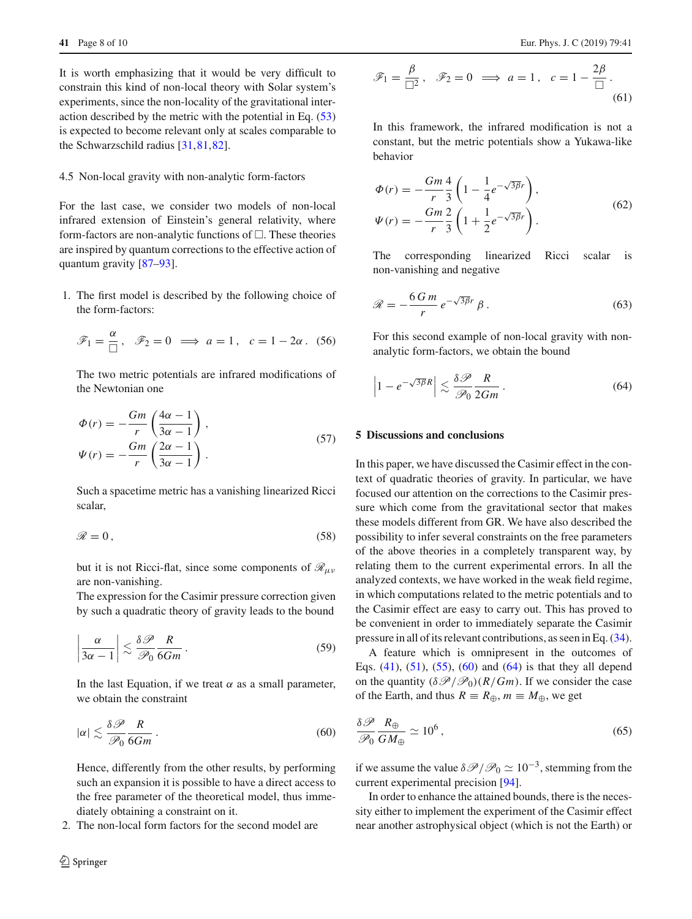It is worth emphasizing that it would be very difficult to constrain this kind of non-local theory with Solar system's experiments, since the non-locality of the gravitational interaction described by the metric with the potential in Eq. (53) is expected to become relevant only at scales comparable to the Schwarzschild radius [31,81,82].

### 4.5 Non-local gravity with non-analytic form-factors

For the last case, we consider two models of non-local infrared extension of Einstein's general relativity, where form-factors are non-analytic functions of $\Box$. These theories are inspired by quantum corrections to the effective action of quantum gravity [87–93].

1. The first model is described by the following choice of the form-factors:

$$\mathscr{F}_1 = \frac{\alpha}{\Box}\,, \quad \mathscr{F}_2 = 0 \implies a = 1\,, \quad c = 1 - 2\alpha\,. \tag{56}$$

The two metric potentials are infrared modifications of the Newtonian one

$$\begin{aligned}\Phi(r) &= -\frac{Gm}{r}\left(\frac{4\alpha - 1}{3\alpha - 1}\right),\\ \Psi(r) &= -\frac{Gm}{r}\left(\frac{2\alpha - 1}{3\alpha - 1}\right).\end{aligned} \tag{57}$$

Such a spacetime metric has a vanishing linearized Ricci scalar,

$$\mathscr{R} = 0\,, \tag{58}$$

but it is not Ricci-flat, since some components of $\mathscr{R}_{\mu\nu}$ are non-vanishing.

The expression for the Casimir pressure correction given by such a quadratic theory of gravity leads to the bound

$$\left|\frac{\alpha}{3\alpha - 1}\right| \lesssim \frac{\delta\mathscr{P}}{\mathscr{P}_0}\frac{R}{6Gm}\,. \tag{59}$$

In the last Equation, if we treat $\alpha$ as a small parameter, we obtain the constraint

$$|\alpha| \lesssim \frac{\delta\mathscr{P}}{\mathscr{P}_0}\frac{R}{6Gm}\,. \tag{60}$$

Hence, differently from the other results, by performing such an expansion it is possible to have a direct access to the free parameter of the theoretical model, thus immediately obtaining a constraint on it.

2. The non-local form factors for the second model are

$$\mathscr{F}_1 = \frac{\beta}{\Box^2}\,, \quad \mathscr{F}_2 = 0 \implies a = 1\,, \quad c = 1 - \frac{2\beta}{\Box}\,. \tag{61}$$

In this framework, the infrared modification is not a constant, but the metric potentials show a Yukawa-like behavior

$$\begin{aligned}\Phi(r) &= -\frac{Gm}{r}\frac{4}{3}\left(1 - \frac{1}{4}e^{-\sqrt{3\beta}r}\right),\\ \Psi(r) &= -\frac{Gm}{r}\frac{2}{3}\left(1 + \frac{1}{2}e^{-\sqrt{3\beta}r}\right).\end{aligned} \tag{62}$$

The corresponding linearized Ricci scalar is non-vanishing and negative

$$\mathscr{R} = -\frac{6\,G\,m}{r}\,e^{-\sqrt{3\beta}r}\,\beta\,. \tag{63}$$

For this second example of non-local gravity with non-analytic form-factors, we obtain the bound

$$\left|1 - e^{-\sqrt{3\beta}R}\right| \lesssim \frac{\delta\mathscr{P}}{\mathscr{P}_0}\frac{R}{2Gm}\,. \tag{64}$$

## 5 Discussions and conclusions

In this paper, we have discussed the Casimir effect in the context of quadratic theories of gravity. In particular, we have focused our attention on the corrections to the Casimir pressure which come from the gravitational sector that makes these models different from GR. We have also described the possibility to infer several constraints on the free parameters of the above theories in a completely transparent way, by relating them to the current experimental errors. In all the analyzed contexts, we have worked in the weak field regime, in which computations related to the metric potentials and to the Casimir effect are easy to carry out. This has proved to be convenient in order to immediately separate the Casimir pressure in all of its relevant contributions, as seen in Eq. (34).

A feature which is omnipresent in the outcomes of Eqs. (41), (51), (55), (60) and (64) is that they all depend on the quantity $(\delta\mathscr{P}/\mathscr{P}_0)(R/Gm)$. If we consider the case of the Earth, and thus $R \equiv R_\oplus$, $m \equiv M_\oplus$, we get

$$\frac{\delta\mathscr{P}}{\mathscr{P}_0}\frac{R_\oplus}{GM_\oplus} \simeq 10^6\,, \tag{65}$$

if we assume the value $\delta\mathscr{P}/\mathscr{P}_0 \simeq 10^{-3}$, stemming from the current experimental precision [94].

In order to enhance the attained bounds, there is the necessity either to implement the experiment of the Casimir effect near another astrophysical object (which is not the Earth) or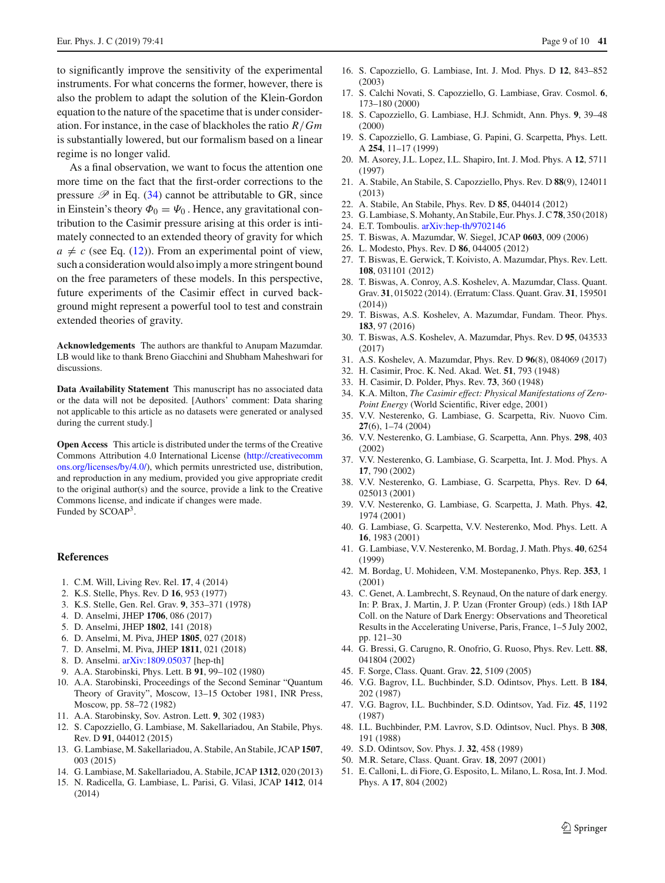to significantly improve the sensitivity of the experimental instruments. For what concerns the former, however, there is also the problem to adapt the solution of the Klein-Gordon equation to the nature of the spacetime that is under consideration. For instance, in the case of blackholes the ratio $R/Gm$ is substantially lowered, but our formalism based on a linear regime is no longer valid.

As a final observation, we want to focus the attention one more time on the fact that the first-order corrections to the pressure $\mathscr{P}$ in Eq. (34) cannot be attributable to GR, since in Einstein's theory $\Phi_0 = \Psi_0$ . Hence, any gravitational contribution to the Casimir pressure arising at this order is intimately connected to an extended theory of gravity for which $a \neq c$ (see Eq. (12)). From an experimental point of view, such a consideration would also imply a more stringent bound on the free parameters of these models. In this perspective, future experiments of the Casimir effect in curved background might represent a powerful tool to test and constrain extended theories of gravity.

**Acknowledgements** The authors are thankful to Anupam Mazumdar. LB would like to thank Breno Giacchini and Shubham Maheshwari for discussions.

**Data Availability Statement** This manuscript has no associated data or the data will not be deposited. [Authors' comment: Data sharing not applicable to this article as no datasets were generated or analysed during the current study.]

**Open Access** This article is distributed under the terms of the Creative Commons Attribution 4.0 International License (http://creativecommons.org/licenses/by/4.0/), which permits unrestricted use, distribution, and reproduction in any medium, provided you give appropriate credit to the original author(s) and the source, provide a link to the Creative Commons license, and indicate if changes were made.
Funded by SCOAP[3].

## References

1. C.M. Will, Living Rev. Rel. **17**, 4 (2014)
2. K.S. Stelle, Phys. Rev. D **16**, 953 (1977)
3. K.S. Stelle, Gen. Rel. Grav. **9**, 353–371 (1978)
4. D. Anselmi, JHEP **1706**, 086 (2017)
5. D. Anselmi, JHEP **1802**, 141 (2018)
6. D. Anselmi, M. Piva, JHEP **1805**, 027 (2018)
7. D. Anselmi, M. Piva, JHEP **1811**, 021 (2018)
8. D. Anselmi. arXiv:1809.05037 [hep-th]
9. A.A. Starobinski, Phys. Lett. B **91**, 99–102 (1980)
10. A.A. Starobinski, Proceedings of the Second Seminar "Quantum Theory of Gravity", Moscow, 13–15 October 1981, INR Press, Moscow, pp. 58–72 (1982)
11. A.A. Starobinsky, Sov. Astron. Lett. **9**, 302 (1983)
12. S. Capozziello, G. Lambiase, M. Sakellariadou, An Stabile, Phys. Rev. D **91**, 044012 (2015)
13. G. Lambiase, M. Sakellariadou, A. Stabile, An Stabile, JCAP **1507**, 003 (2015)
14. G. Lambiase, M. Sakellariadou, A. Stabile, JCAP **1312**, 020 (2013)
15. N. Radicella, G. Lambiase, L. Parisi, G. Vilasi, JCAP **1412**, 014 (2014)
16. S. Capozziello, G. Lambiase, Int. J. Mod. Phys. D **12**, 843–852 (2003)
17. S. Calchi Novati, S. Capozziello, G. Lambiase, Grav. Cosmol. **6**, 173–180 (2000)
18. S. Capozziello, G. Lambiase, H.J. Schmidt, Ann. Phys. **9**, 39–48 (2000)
19. S. Capozziello, G. Lambiase, G. Papini, G. Scarpetta, Phys. Lett. A **254**, 11–17 (1999)
20. M. Asorey, J.L. Lopez, I.L. Shapiro, Int. J. Mod. Phys. A **12**, 5711 (1997)
21. A. Stabile, An Stabile, S. Capozziello, Phys. Rev. D **88**(9), 124011 (2013)
22. A. Stabile, An Stabile, Phys. Rev. D **85**, 044014 (2012)
23. G. Lambiase, S. Mohanty, An Stabile, Eur. Phys. J. C **78**, 350 (2018)
24. E.T. Tomboulis. arXiv:hep-th/9702146
25. T. Biswas, A. Mazumdar, W. Siegel, JCAP **0603**, 009 (2006)
26. L. Modesto, Phys. Rev. D **86**, 044005 (2012)
27. T. Biswas, E. Gerwick, T. Koivisto, A. Mazumdar, Phys. Rev. Lett. **108**, 031101 (2012)
28. T. Biswas, A. Conroy, A.S. Koshelev, A. Mazumdar, Class. Quant. Grav. **31**, 015022 (2014). (Erratum: Class. Quant. Grav. **31**, 159501 (2014))
29. T. Biswas, A.S. Koshelev, A. Mazumdar, Fundam. Theor. Phys. **183**, 97 (2016)
30. T. Biswas, A.S. Koshelev, A. Mazumdar, Phys. Rev. D **95**, 043533 (2017)
31. A.S. Koshelev, A. Mazumdar, Phys. Rev. D **96**(8), 084069 (2017)
32. H. Casimir, Proc. K. Ned. Akad. Wet. **51**, 793 (1948)
33. H. Casimir, D. Polder, Phys. Rev. **73**, 360 (1948)
34. K.A. Milton, *The Casimir effect: Physical Manifestations of Zero-Point Energy* (World Scientific, River edge, 2001)
35. V.V. Nesterenko, G. Lambiase, G. Scarpetta, Riv. Nuovo Cim. **27**(6), 1–74 (2004)
36. V.V. Nesterenko, G. Lambiase, G. Scarpetta, Ann. Phys. **298**, 403 (2002)
37. V.V. Nesterenko, G. Lambiase, G. Scarpetta, Int. J. Mod. Phys. A **17**, 790 (2002)
38. V.V. Nesterenko, G. Lambiase, G. Scarpetta, Phys. Rev. D **64**, 025013 (2001)
39. V.V. Nesterenko, G. Lambiase, G. Scarpetta, J. Math. Phys. **42**, 1974 (2001)
40. G. Lambiase, G. Scarpetta, V.V. Nesterenko, Mod. Phys. Lett. A **16**, 1983 (2001)
41. G. Lambiase, V.V. Nesterenko, M. Bordag, J. Math. Phys. **40**, 6254 (1999)
42. M. Bordag, U. Mohideen, V.M. Mostepanenko, Phys. Rep. **353**, 1 (2001)
43. C. Genet, A. Lambrecht, S. Reynaud, On the nature of dark energy. In: P. Brax, J. Martin, J. P. Uzan (Fronter Group) (eds.) 18th IAP Coll. on the Nature of Dark Energy: Observations and Theoretical Results in the Accelerating Universe, Paris, France, 1–5 July 2002, pp. 121–30
44. G. Bressi, G. Carugno, R. Onofrio, G. Ruoso, Phys. Rev. Lett. **88**, 041804 (2002)
45. F. Sorge, Class. Quant. Grav. **22**, 5109 (2005)
46. V.G. Bagrov, I.L. Buchbinder, S.D. Odintsov, Phys. Lett. B **184**, 202 (1987)
47. V.G. Bagrov, I.L. Buchbinder, S.D. Odintsov, Yad. Fiz. **45**, 1192 (1987)
48. I.L. Buchbinder, P.M. Lavrov, S.D. Odintsov, Nucl. Phys. B **308**, 191 (1988)
49. S.D. Odintsov, Sov. Phys. J. **32**, 458 (1989)
50. M.R. Setare, Class. Quant. Grav. **18**, 2097 (2001)
51. E. Calloni, L. di Fiore, G. Esposito, L. Milano, L. Rosa, Int. J. Mod. Phys. A **17**, 804 (2002)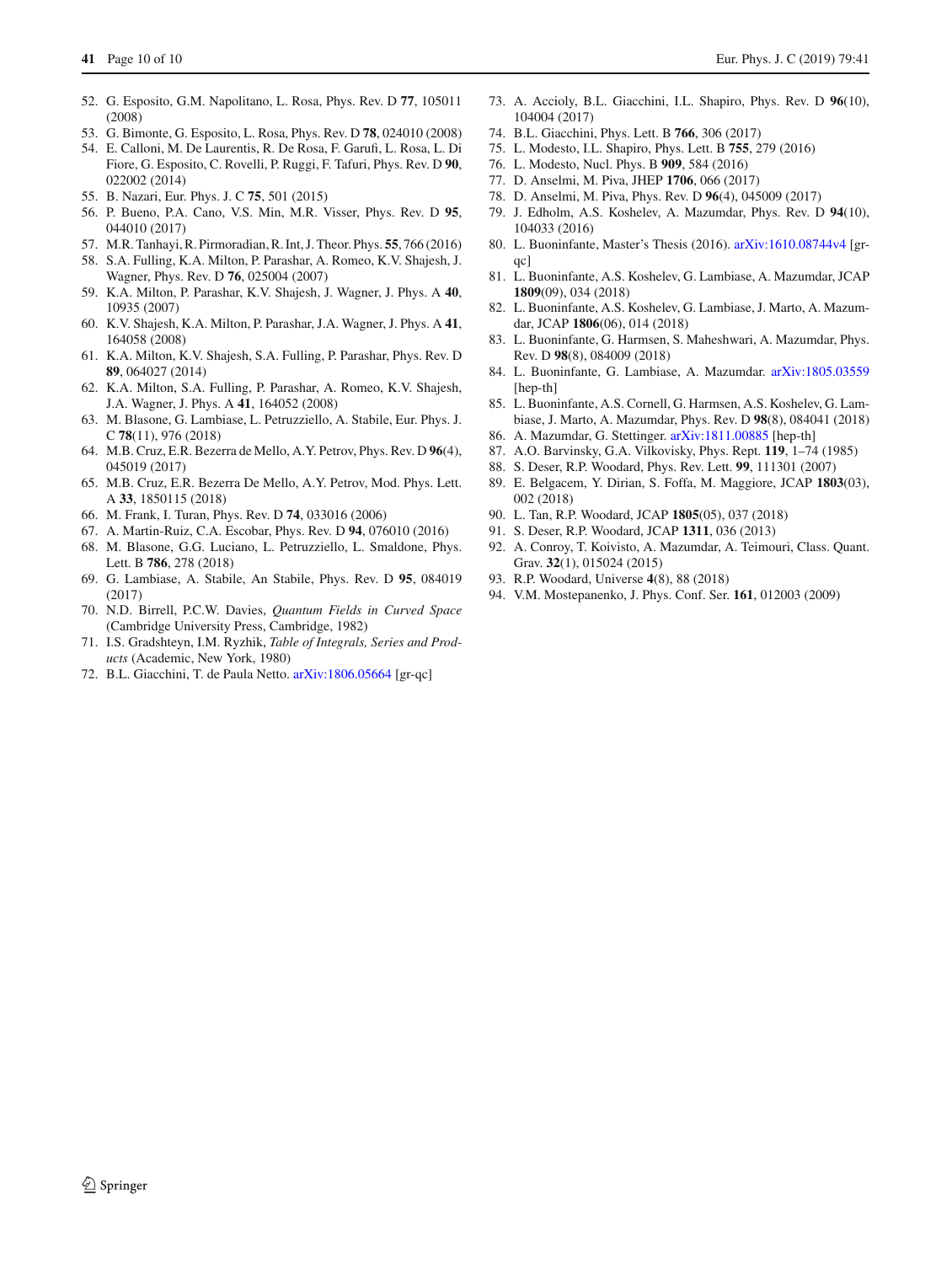52. G. Esposito, G.M. Napolitano, L. Rosa, Phys. Rev. D **77**, 105011 (2008)
53. G. Bimonte, G. Esposito, L. Rosa, Phys. Rev. D **78**, 024010 (2008)
54. E. Calloni, M. De Laurentis, R. De Rosa, F. Garufi, L. Rosa, L. Di Fiore, G. Esposito, C. Rovelli, P. Ruggi, F. Tafuri, Phys. Rev. D **90**, 022002 (2014)
55. B. Nazari, Eur. Phys. J. C **75**, 501 (2015)
56. P. Bueno, P.A. Cano, V.S. Min, M.R. Visser, Phys. Rev. D **95**, 044010 (2017)
57. M.R. Tanhayi, R. Pirmoradian, R. Int, J. Theor. Phys. **55**, 766 (2016)
58. S.A. Fulling, K.A. Milton, P. Parashar, A. Romeo, K.V. Shajesh, J. Wagner, Phys. Rev. D **76**, 025004 (2007)
59. K.A. Milton, P. Parashar, K.V. Shajesh, J. Wagner, J. Phys. A **40**, 10935 (2007)
60. K.V. Shajesh, K.A. Milton, P. Parashar, J.A. Wagner, J. Phys. A **41**, 164058 (2008)
61. K.A. Milton, K.V. Shajesh, S.A. Fulling, P. Parashar, Phys. Rev. D **89**, 064027 (2014)
62. K.A. Milton, S.A. Fulling, P. Parashar, A. Romeo, K.V. Shajesh, J.A. Wagner, J. Phys. A **41**, 164052 (2008)
63. M. Blasone, G. Lambiase, L. Petruzziello, A. Stabile, Eur. Phys. J. C **78**(11), 976 (2018)
64. M.B. Cruz, E.R. Bezerra de Mello, A.Y. Petrov, Phys. Rev. D **96**(4), 045019 (2017)
65. M.B. Cruz, E.R. Bezerra De Mello, A.Y. Petrov, Mod. Phys. Lett. A **33**, 1850115 (2018)
66. M. Frank, I. Turan, Phys. Rev. D **74**, 033016 (2006)
67. A. Martin-Ruiz, C.A. Escobar, Phys. Rev. D **94**, 076010 (2016)
68. M. Blasone, G.G. Luciano, L. Petruzziello, L. Smaldone, Phys. Lett. B **786**, 278 (2018)
69. G. Lambiase, A. Stabile, An Stabile, Phys. Rev. D **95**, 084019 (2017)
70. N.D. Birrell, P.C.W. Davies, *Quantum Fields in Curved Space* (Cambridge University Press, Cambridge, 1982)
71. I.S. Gradshteyn, I.M. Ryzhik, *Table of Integrals, Series and Products* (Academic, New York, 1980)
72. B.L. Giacchini, T. de Paula Netto. arXiv:1806.05664 [gr-qc]
73. A. Accioly, B.L. Giacchini, I.L. Shapiro, Phys. Rev. D **96**(10), 104004 (2017)
74. B.L. Giacchini, Phys. Lett. B **766**, 306 (2017)
75. L. Modesto, I.L. Shapiro, Phys. Lett. B **755**, 279 (2016)
76. L. Modesto, Nucl. Phys. B **909**, 584 (2016)
77. D. Anselmi, M. Piva, JHEP **1706**, 066 (2017)
78. D. Anselmi, M. Piva, Phys. Rev. D **96**(4), 045009 (2017)
79. J. Edholm, A.S. Koshelev, A. Mazumdar, Phys. Rev. D **94**(10), 104033 (2016)
80. L. Buoninfante, Master's Thesis (2016). arXiv:1610.08744v4 [gr-qc]
81. L. Buoninfante, A.S. Koshelev, G. Lambiase, A. Mazumdar, JCAP **1809**(09), 034 (2018)
82. L. Buoninfante, A.S. Koshelev, G. Lambiase, J. Marto, A. Mazumdar, JCAP **1806**(06), 014 (2018)
83. L. Buoninfante, G. Harmsen, S. Maheshwari, A. Mazumdar, Phys. Rev. D **98**(8), 084009 (2018)
84. L. Buoninfante, G. Lambiase, A. Mazumdar. arXiv:1805.03559 [hep-th]
85. L. Buoninfante, A.S. Cornell, G. Harmsen, A.S. Koshelev, G. Lambiase, J. Marto, A. Mazumdar, Phys. Rev. D **98**(8), 084041 (2018)
86. A. Mazumdar, G. Stettinger. arXiv:1811.00885 [hep-th]
87. A.O. Barvinsky, G.A. Vilkovisky, Phys. Rept. **119**, 1–74 (1985)
88. S. Deser, R.P. Woodard, Phys. Rev. Lett. **99**, 111301 (2007)
89. E. Belgacem, Y. Dirian, S. Foffa, M. Maggiore, JCAP **1803**(03), 002 (2018)
90. L. Tan, R.P. Woodard, JCAP **1805**(05), 037 (2018)
91. S. Deser, R.P. Woodard, JCAP **1311**, 036 (2013)
92. A. Conroy, T. Koivisto, A. Mazumdar, A. Teimouri, Class. Quant. Grav. **32**(1), 015024 (2015)
93. R.P. Woodard, Universe **4**(8), 88 (2018)
94. V.M. Mostepanenko, J. Phys. Conf. Ser. **161**, 012003 (2009)